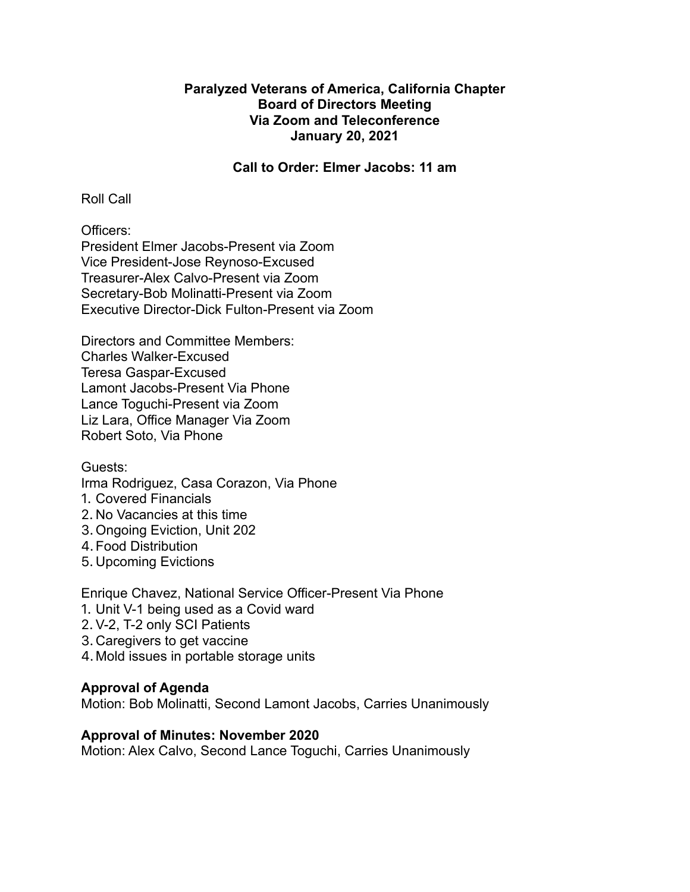**Paralyzed Veterans of America, California Chapter**
**Board of Directors Meeting**
**Via Zoom and Teleconference**
**January 20, 2021**

**Call to Order: Elmer Jacobs: 11 am**

Roll Call

Officers:
President Elmer Jacobs-Present via Zoom
Vice President-Jose Reynoso-Excused
Treasurer-Alex Calvo-Present via Zoom
Secretary-Bob Molinatti-Present via Zoom
Executive Director-Dick Fulton-Present via Zoom

Directors and Committee Members:
Charles Walker-Excused
Teresa Gaspar-Excused
Lamont Jacobs-Present Via Phone
Lance Toguchi-Present via Zoom
Liz Lara, Office Manager Via Zoom
Robert Soto, Via Phone

Guests:
Irma Rodriguez, Casa Corazon, Via Phone

1. Covered Financials
2. No Vacancies at this time
3. Ongoing Eviction, Unit 202
4. Food Distribution
5. Upcoming Evictions

Enrique Chavez, National Service Officer-Present Via Phone

1. Unit V-1 being used as a Covid ward
2. V-2, T-2 only SCI Patients
3. Caregivers to get vaccine
4. Mold issues in portable storage units

**Approval of Agenda**
Motion: Bob Molinatti, Second Lamont Jacobs, Carries Unanimously

**Approval of Minutes: November 2020**
Motion: Alex Calvo, Second Lance Toguchi, Carries Unanimously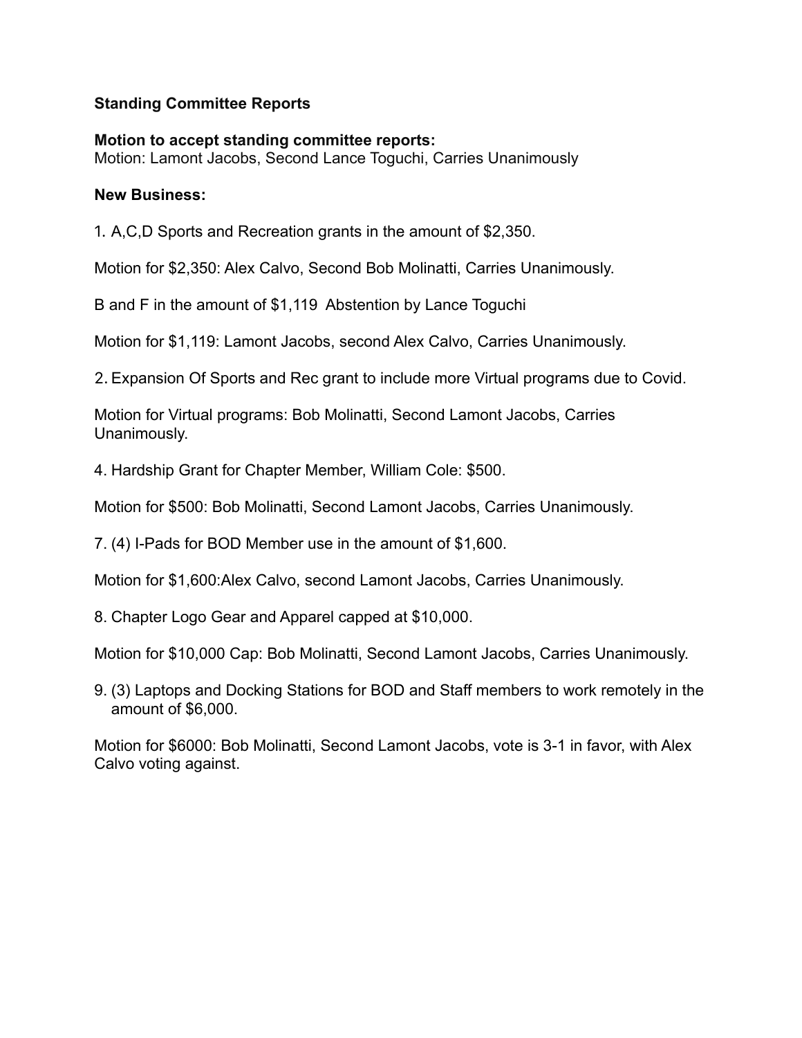**Standing Committee Reports**

**Motion to accept standing committee reports:**
Motion: Lamont Jacobs, Second Lance Toguchi, Carries Unanimously

**New Business:**

1. A,C,D Sports and Recreation grants in the amount of $2,350.

Motion for $2,350: Alex Calvo, Second Bob Molinatti, Carries Unanimously.

B and F in the amount of $1,119 Abstention by Lance Toguchi

Motion for $1,119: Lamont Jacobs, second Alex Calvo, Carries Unanimously.

2. Expansion Of Sports and Rec grant to include more Virtual programs due to Covid.

Motion for Virtual programs: Bob Molinatti, Second Lamont Jacobs, Carries Unanimously.

4. Hardship Grant for Chapter Member, William Cole: $500.

Motion for $500: Bob Molinatti, Second Lamont Jacobs, Carries Unanimously.

7. (4) I-Pads for BOD Member use in the amount of $1,600.

Motion for $1,600:Alex Calvo, second Lamont Jacobs, Carries Unanimously.

8. Chapter Logo Gear and Apparel capped at $10,000.

Motion for $10,000 Cap: Bob Molinatti, Second Lamont Jacobs, Carries Unanimously.

9. (3) Laptops and Docking Stations for BOD and Staff members to work remotely in the amount of $6,000.

Motion for $6000: Bob Molinatti, Second Lamont Jacobs, vote is 3-1 in favor, with Alex Calvo voting against.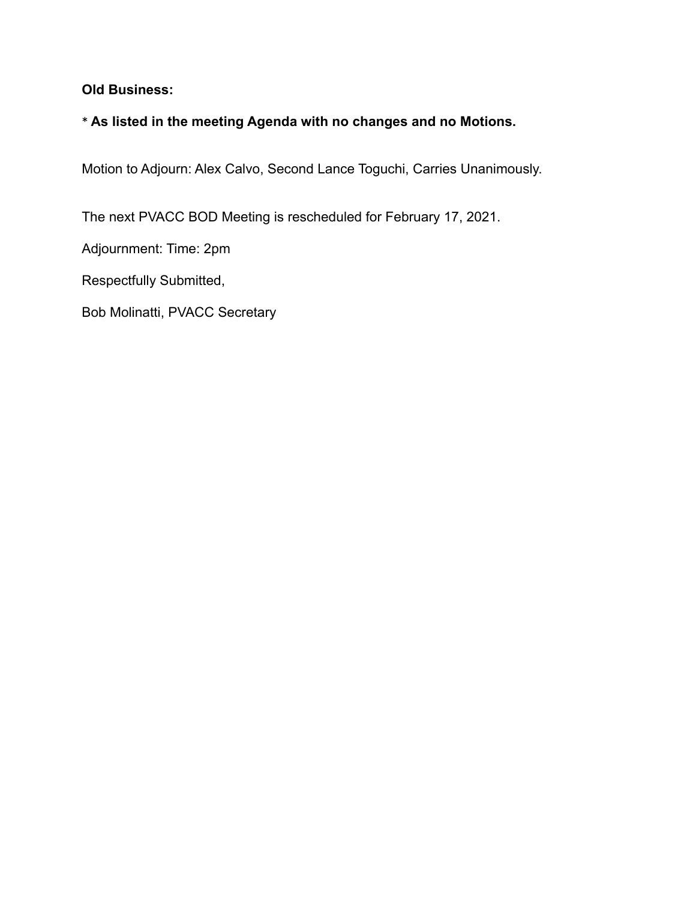**Old Business:**

\* **As listed in the meeting Agenda with no changes and no Motions.**

Motion to Adjourn: Alex Calvo, Second Lance Toguchi, Carries Unanimously.

The next PVACC BOD Meeting is rescheduled for February 17, 2021.

Adjournment: Time: 2pm

Respectfully Submitted,

Bob Molinatti, PVACC Secretary